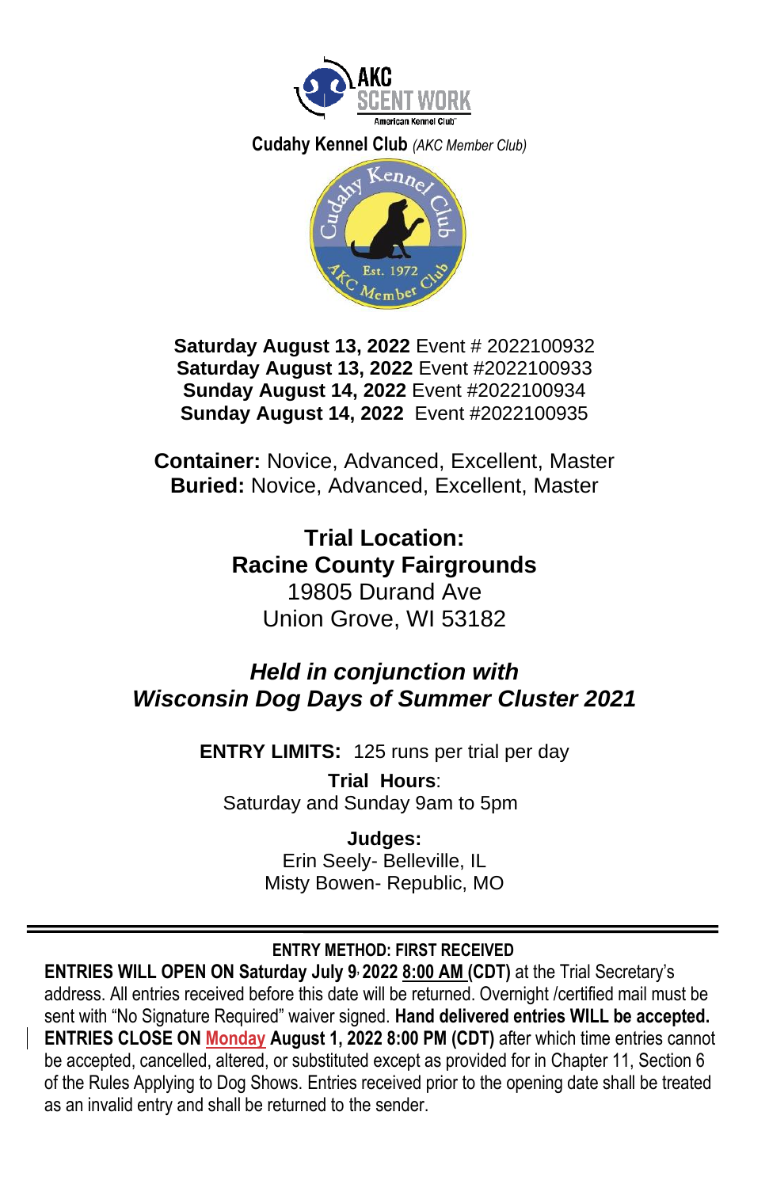AKC SCENT WORK

American Kennel Club

**Cudahy Kennel Club** *(AKC Member Club)*

Cudahy Kennel Club

Est. 1972

AKC Member Club

**Saturday August 13, 2022** Event # 2022100932
**Saturday August 13, 2022** Event #2022100933
**Sunday August 14, 2022** Event #2022100934
**Sunday August 14, 2022** Event #2022100935

**Container:** Novice, Advanced, Excellent, Master
**Buried:** Novice, Advanced, Excellent, Master

## Trial Location:
## Racine County Fairgrounds

19805 Durand Ave
Union Grove, WI 53182

***Held in conjunction with***
***Wisconsin Dog Days of Summer Cluster 2021***

**ENTRY LIMITS:** 125 runs per trial per day

**Trial Hours**:
Saturday and Sunday 9am to 5pm

**Judges:**
Erin Seely- Belleville, IL
Misty Bowen- Republic, MO

---

**ENTRY METHOD: FIRST RECEIVED**

**ENTRIES WILL OPEN ON Saturday July 9, 2022 8:00 AM (CDT)** at the Trial Secretary's address. All entries received before this date will be returned. Overnight /certified mail must be sent with "No Signature Required" waiver signed. **Hand delivered entries WILL be accepted.** **ENTRIES CLOSE ON Monday August 1, 2022 8:00 PM (CDT)** after which time entries cannot be accepted, cancelled, altered, or substituted except as provided for in Chapter 11, Section 6 of the Rules Applying to Dog Shows. Entries received prior to the opening date shall be treated as an invalid entry and shall be returned to the sender.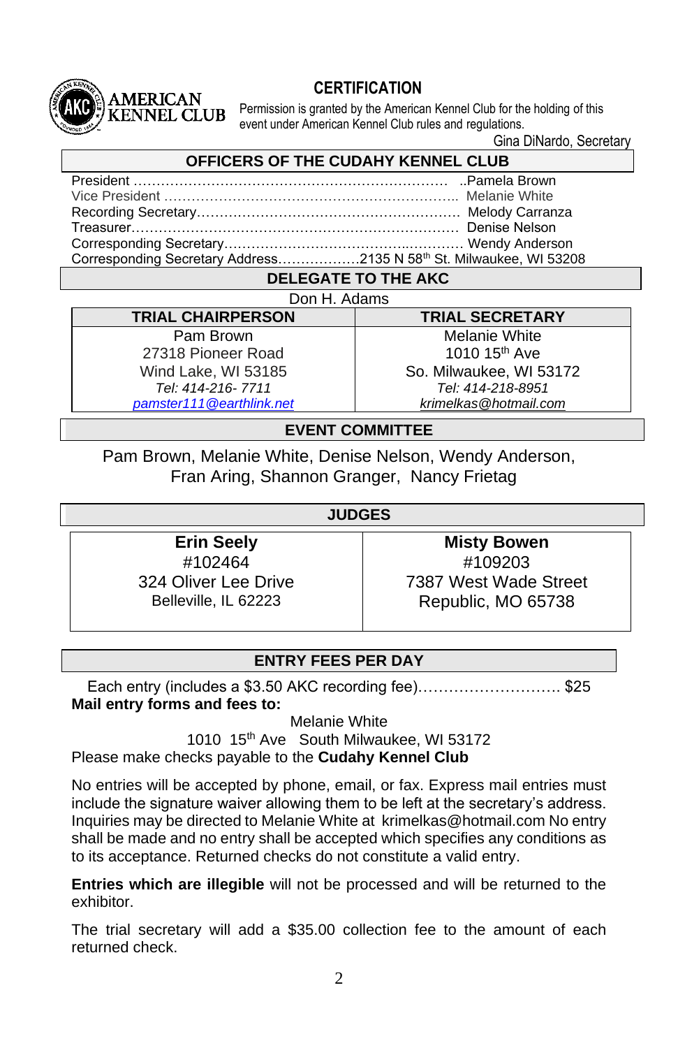AMERICAN KENNEL CLUB

## CERTIFICATION

Permission is granted by the American Kennel Club for the holding of this event under American Kennel Club rules and regulations.

Gina DiNardo, Secretary

## OFFICERS OF THE CUDAHY KENNEL CLUB

President ………………………………………………………………… ..Pamela Brown
Vice President ……………………………………………………………. Melanie White
Recording Secretary……………………………………………………. Melody Carranza
Treasurer……………………………………………………………………… Denise Nelson
Corresponding Secretary……………………………………………… Wendy Anderson
Corresponding Secretary Address………………2135 N 58th St. Milwaukee, WI 53208

## DELEGATE TO THE AKC

Don H. Adams

| TRIAL CHAIRPERSON | TRIAL SECRETARY |
|---|---|
| Pam Brown<br>27318 Pioneer Road<br>Wind Lake, WI 53185<br>*Tel: 414-216- 7711*<br>*pamster111@earthlink.net* | Melanie White<br>1010 15th Ave<br>So. Milwaukee, WI 53172<br>*Tel: 414-218-8951*<br>*krimelkas@hotmail.com* |

## EVENT COMMITTEE

Pam Brown, Melanie White, Denise Nelson, Wendy Anderson, Fran Aring, Shannon Granger, Nancy Frietag

## JUDGES

| **Erin Seely** | **Misty Bowen** |
|---|---|
| #102464 | #109203 |
| 324 Oliver Lee Drive | 7387 West Wade Street |
| Belleville, IL 62223 | Republic, MO 65738 |

## ENTRY FEES PER DAY

Each entry (includes a $3.50 AKC recording fee)………………………. $25

**Mail entry forms and fees to:**

Melanie White
1010 15th Ave South Milwaukee, WI 53172

Please make checks payable to the **Cudahy Kennel Club**

No entries will be accepted by phone, email, or fax. Express mail entries must include the signature waiver allowing them to be left at the secretary's address. Inquiries may be directed to Melanie White at krimelkas@hotmail.com No entry shall be made and no entry shall be accepted which specifies any conditions as to its acceptance. Returned checks do not constitute a valid entry.

**Entries which are illegible** will not be processed and will be returned to the exhibitor.

The trial secretary will add a $35.00 collection fee to the amount of each returned check.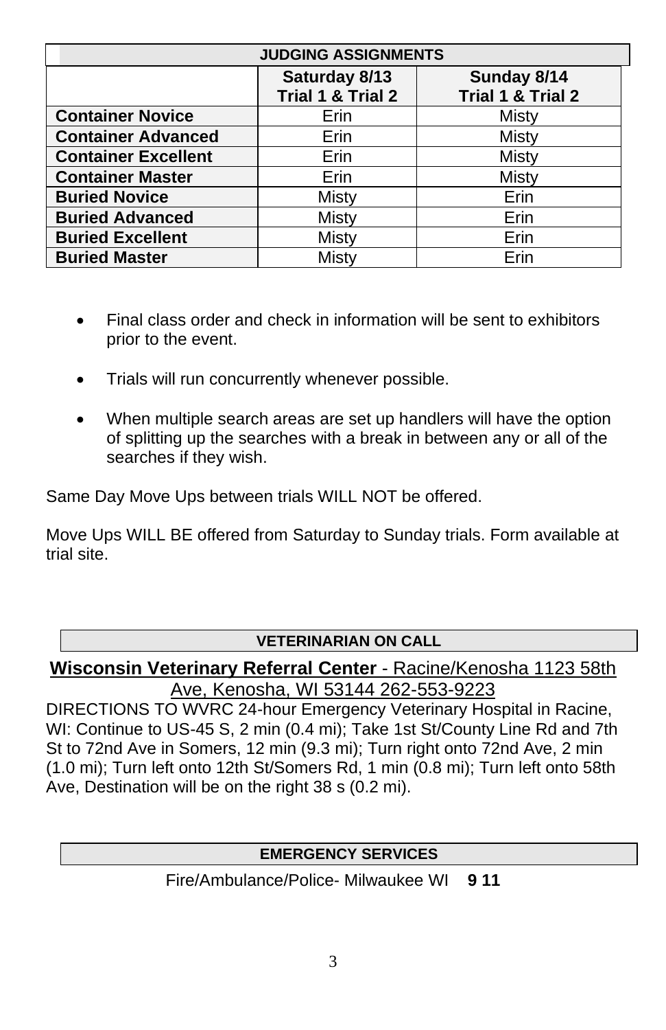| JUDGING ASSIGNMENTS | | |
|---|---|---|
| | **Saturday 8/13 Trial 1 & Trial 2** | **Sunday 8/14 Trial 1 & Trial 2** |
| **Container Novice** | Erin | Misty |
| **Container Advanced** | Erin | Misty |
| **Container Excellent** | Erin | Misty |
| **Container Master** | Erin | Misty |
| **Buried Novice** | Misty | Erin |
| **Buried Advanced** | Misty | Erin |
| **Buried Excellent** | Misty | Erin |
| **Buried Master** | Misty | Erin |

- Final class order and check in information will be sent to exhibitors prior to the event.
- Trials will run concurrently whenever possible.
- When multiple search areas are set up handlers will have the option of splitting up the searches with a break in between any or all of the searches if they wish.

Same Day Move Ups between trials WILL NOT be offered.

Move Ups WILL BE offered from Saturday to Sunday trials. Form available at trial site.

## VETERINARIAN ON CALL

**Wisconsin Veterinary Referral Center** - Racine/Kenosha 1123 58th Ave, Kenosha, WI 53144 262-553-9223

DIRECTIONS TO WVRC 24-hour Emergency Veterinary Hospital in Racine, WI: Continue to US-45 S, 2 min (0.4 mi); Take 1st St/County Line Rd and 7th St to 72nd Ave in Somers, 12 min (9.3 mi); Turn right onto 72nd Ave, 2 min (1.0 mi); Turn left onto 12th St/Somers Rd, 1 min (0.8 mi); Turn left onto 58th Ave, Destination will be on the right 38 s (0.2 mi).

## EMERGENCY SERVICES

Fire/Ambulance/Police- Milwaukee WI **9 11**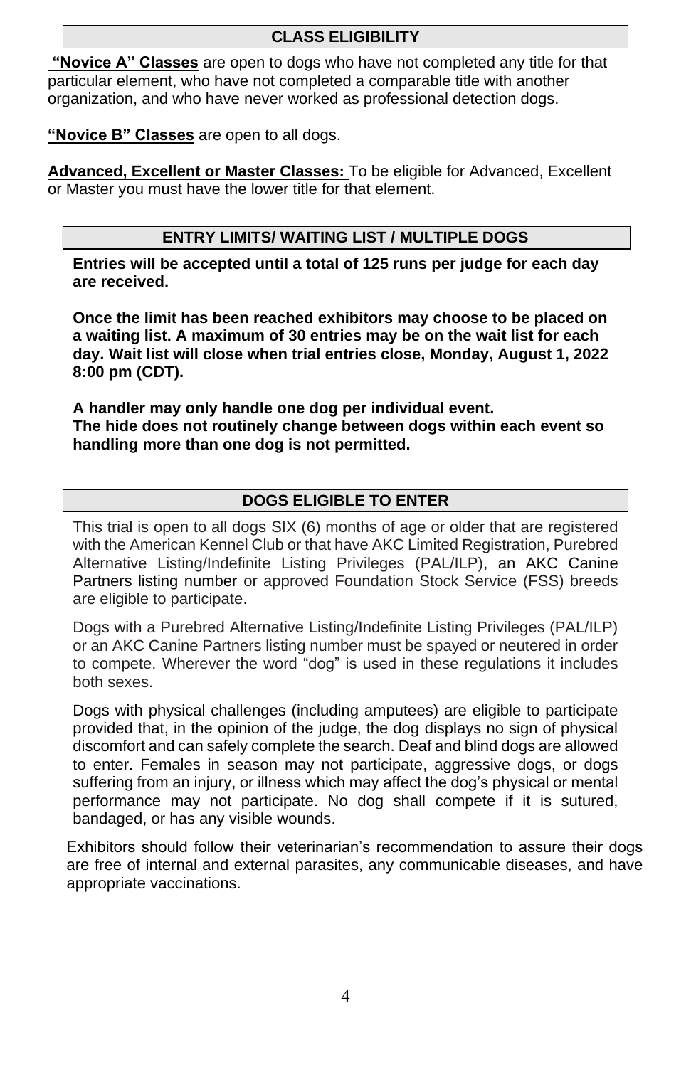## CLASS ELIGIBILITY

**"Novice A" Classes** are open to dogs who have not completed any title for that particular element, who have not completed a comparable title with another organization, and who have never worked as professional detection dogs.

**"Novice B" Classes** are open to all dogs.

**Advanced, Excellent or Master Classes:** To be eligible for Advanced, Excellent or Master you must have the lower title for that element.

## ENTRY LIMITS/ WAITING LIST / MULTIPLE DOGS

**Entries will be accepted until a total of 125 runs per judge for each day are received.**

**Once the limit has been reached exhibitors may choose to be placed on a waiting list. A maximum of 30 entries may be on the wait list for each day. Wait list will close when trial entries close, Monday, August 1, 2022 8:00 pm (CDT).**

**A handler may only handle one dog per individual event.**
**The hide does not routinely change between dogs within each event so handling more than one dog is not permitted.**

## DOGS ELIGIBLE TO ENTER

This trial is open to all dogs SIX (6) months of age or older that are registered with the American Kennel Club or that have AKC Limited Registration, Purebred Alternative Listing/Indefinite Listing Privileges (PAL/ILP), an AKC Canine Partners listing number or approved Foundation Stock Service (FSS) breeds are eligible to participate.

Dogs with a Purebred Alternative Listing/Indefinite Listing Privileges (PAL/ILP) or an AKC Canine Partners listing number must be spayed or neutered in order to compete. Wherever the word "dog" is used in these regulations it includes both sexes.

Dogs with physical challenges (including amputees) are eligible to participate provided that, in the opinion of the judge, the dog displays no sign of physical discomfort and can safely complete the search. Deaf and blind dogs are allowed to enter. Females in season may not participate, aggressive dogs, or dogs suffering from an injury, or illness which may affect the dog's physical or mental performance may not participate. No dog shall compete if it is sutured, bandaged, or has any visible wounds.

Exhibitors should follow their veterinarian's recommendation to assure their dogs are free of internal and external parasites, any communicable diseases, and have appropriate vaccinations.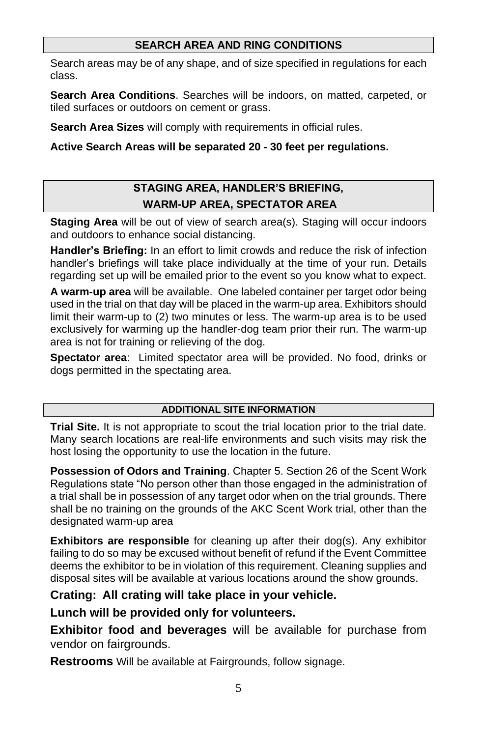## SEARCH AREA AND RING CONDITIONS

Search areas may be of any shape, and of size specified in regulations for each class.

**Search Area Conditions**. Searches will be indoors, on matted, carpeted, or tiled surfaces or outdoors on cement or grass.

**Search Area Sizes** will comply with requirements in official rules.

**Active Search Areas will be separated 20 - 30 feet per regulations.**

## STAGING AREA, HANDLER'S BRIEFING, WARM-UP AREA, SPECTATOR AREA

**Staging Area** will be out of view of search area(s). Staging will occur indoors and outdoors to enhance social distancing.

**Handler's Briefing:** In an effort to limit crowds and reduce the risk of infection handler's briefings will take place individually at the time of your run. Details regarding set up will be emailed prior to the event so you know what to expect.

**A warm-up area** will be available. One labeled container per target odor being used in the trial on that day will be placed in the warm-up area. Exhibitors should limit their warm-up to (2) two minutes or less. The warm-up area is to be used exclusively for warming up the handler-dog team prior their run. The warm-up area is not for training or relieving of the dog.

**Spectator area**: Limited spectator area will be provided. No food, drinks or dogs permitted in the spectating area.

## ADDITIONAL SITE INFORMATION

**Trial Site.** It is not appropriate to scout the trial location prior to the trial date. Many search locations are real-life environments and such visits may risk the host losing the opportunity to use the location in the future.

**Possession of Odors and Training**. Chapter 5. Section 26 of the Scent Work Regulations state "No person other than those engaged in the administration of a trial shall be in possession of any target odor when on the trial grounds. There shall be no training on the grounds of the AKC Scent Work trial, other than the designated warm-up area

**Exhibitors are responsible** for cleaning up after their dog(s). Any exhibitor failing to do so may be excused without benefit of refund if the Event Committee deems the exhibitor to be in violation of this requirement. Cleaning supplies and disposal sites will be available at various locations around the show grounds.

**Crating: All crating will take place in your vehicle.**

**Lunch will be provided only for volunteers.**

**Exhibitor food and beverages** will be available for purchase from vendor on fairgrounds.

**Restrooms** Will be available at Fairgrounds, follow signage.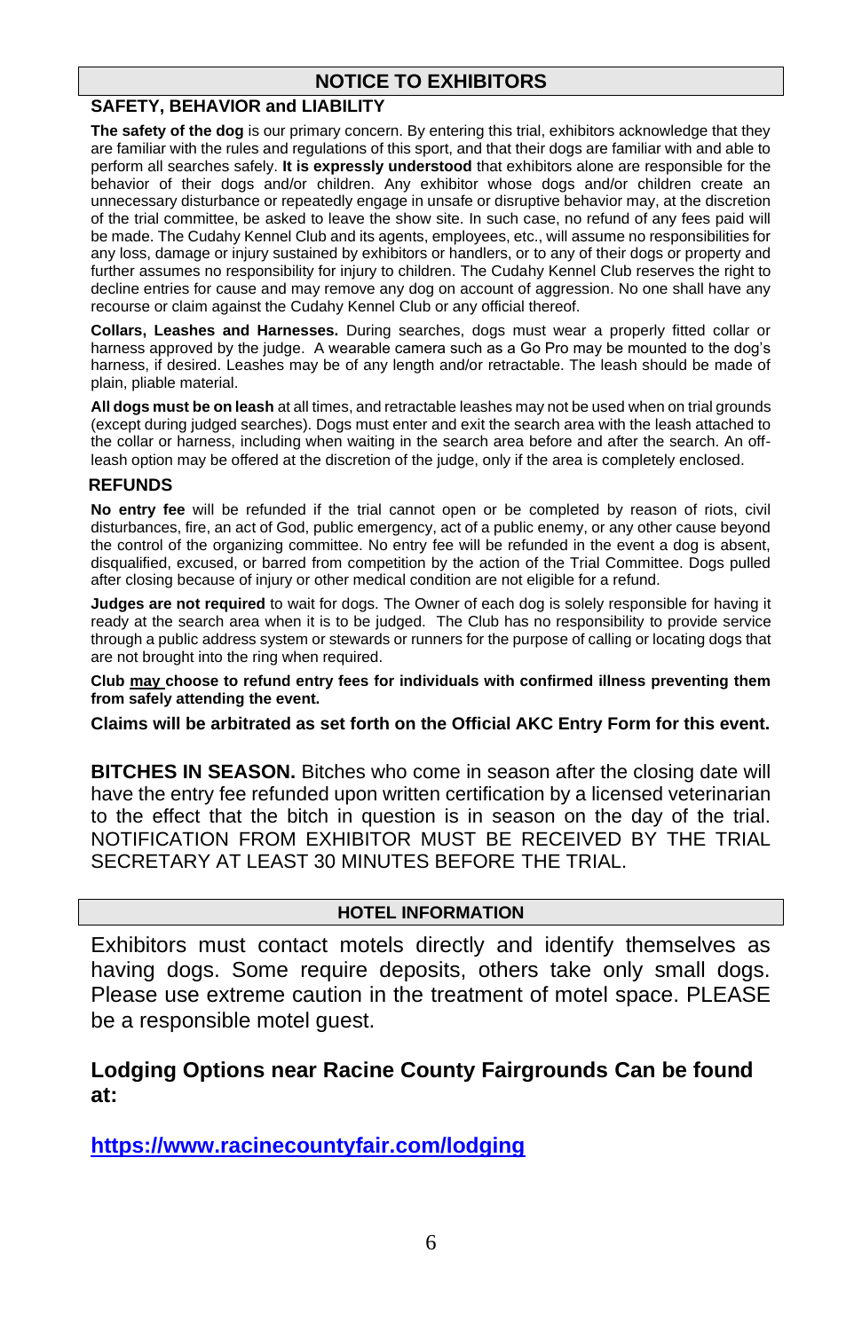## NOTICE TO EXHIBITORS

### SAFETY, BEHAVIOR and LIABILITY

**The safety of the dog** is our primary concern. By entering this trial, exhibitors acknowledge that they are familiar with the rules and regulations of this sport, and that their dogs are familiar with and able to perform all searches safely. **It is expressly understood** that exhibitors alone are responsible for the behavior of their dogs and/or children. Any exhibitor whose dogs and/or children create an unnecessary disturbance or repeatedly engage in unsafe or disruptive behavior may, at the discretion of the trial committee, be asked to leave the show site. In such case, no refund of any fees paid will be made. The Cudahy Kennel Club and its agents, employees, etc., will assume no responsibilities for any loss, damage or injury sustained by exhibitors or handlers, or to any of their dogs or property and further assumes no responsibility for injury to children. The Cudahy Kennel Club reserves the right to decline entries for cause and may remove any dog on account of aggression. No one shall have any recourse or claim against the Cudahy Kennel Club or any official thereof.

**Collars, Leashes and Harnesses.** During searches, dogs must wear a properly fitted collar or harness approved by the judge. A wearable camera such as a Go Pro may be mounted to the dog's harness, if desired. Leashes may be of any length and/or retractable. The leash should be made of plain, pliable material.

**All dogs must be on leash** at all times, and retractable leashes may not be used when on trial grounds (except during judged searches). Dogs must enter and exit the search area with the leash attached to the collar or harness, including when waiting in the search area before and after the search. An off-leash option may be offered at the discretion of the judge, only if the area is completely enclosed.

### REFUNDS

**No entry fee** will be refunded if the trial cannot open or be completed by reason of riots, civil disturbances, fire, an act of God, public emergency, act of a public enemy, or any other cause beyond the control of the organizing committee. No entry fee will be refunded in the event a dog is absent, disqualified, excused, or barred from competition by the action of the Trial Committee. Dogs pulled after closing because of injury or other medical condition are not eligible for a refund.

**Judges are not required** to wait for dogs. The Owner of each dog is solely responsible for having it ready at the search area when it is to be judged. The Club has no responsibility to provide service through a public address system or stewards or runners for the purpose of calling or locating dogs that are not brought into the ring when required.

**Club <u>may</u> choose to refund entry fees for individuals with confirmed illness preventing them from safely attending the event.**

**Claims will be arbitrated as set forth on the Official AKC Entry Form for this event.**

**BITCHES IN SEASON.** Bitches who come in season after the closing date will have the entry fee refunded upon written certification by a licensed veterinarian to the effect that the bitch in question is in season on the day of the trial. NOTIFICATION FROM EXHIBITOR MUST BE RECEIVED BY THE TRIAL SECRETARY AT LEAST 30 MINUTES BEFORE THE TRIAL.

## HOTEL INFORMATION

Exhibitors must contact motels directly and identify themselves as having dogs. Some require deposits, others take only small dogs. Please use extreme caution in the treatment of motel space. PLEASE be a responsible motel guest.

**Lodging Options near Racine County Fairgrounds Can be found at:**

**https://www.racinecountyfair.com/lodging**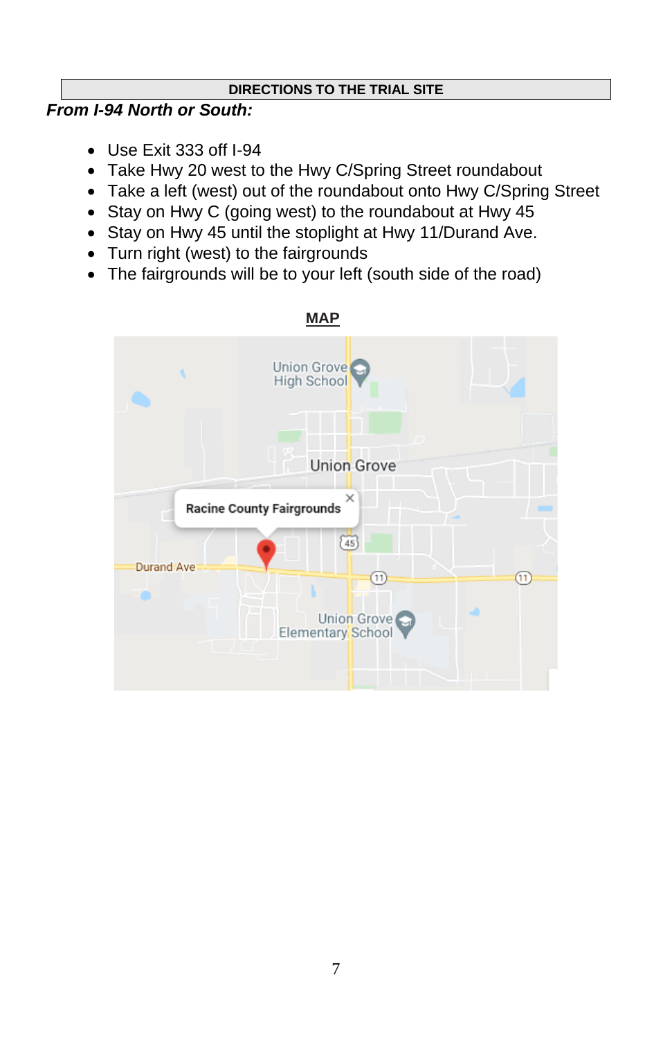## DIRECTIONS TO THE TRIAL SITE

***From I-94 North or South:***

- Use Exit 333 off I-94
- Take Hwy 20 west to the Hwy C/Spring Street roundabout
- Take a left (west) out of the roundabout onto Hwy C/Spring Street
- Stay on Hwy C (going west) to the roundabout at Hwy 45
- Stay on Hwy 45 until the stoplight at Hwy 11/Durand Ave.
- Turn right (west) to the fairgrounds
- The fairgrounds will be to your left (south side of the road)

**MAP**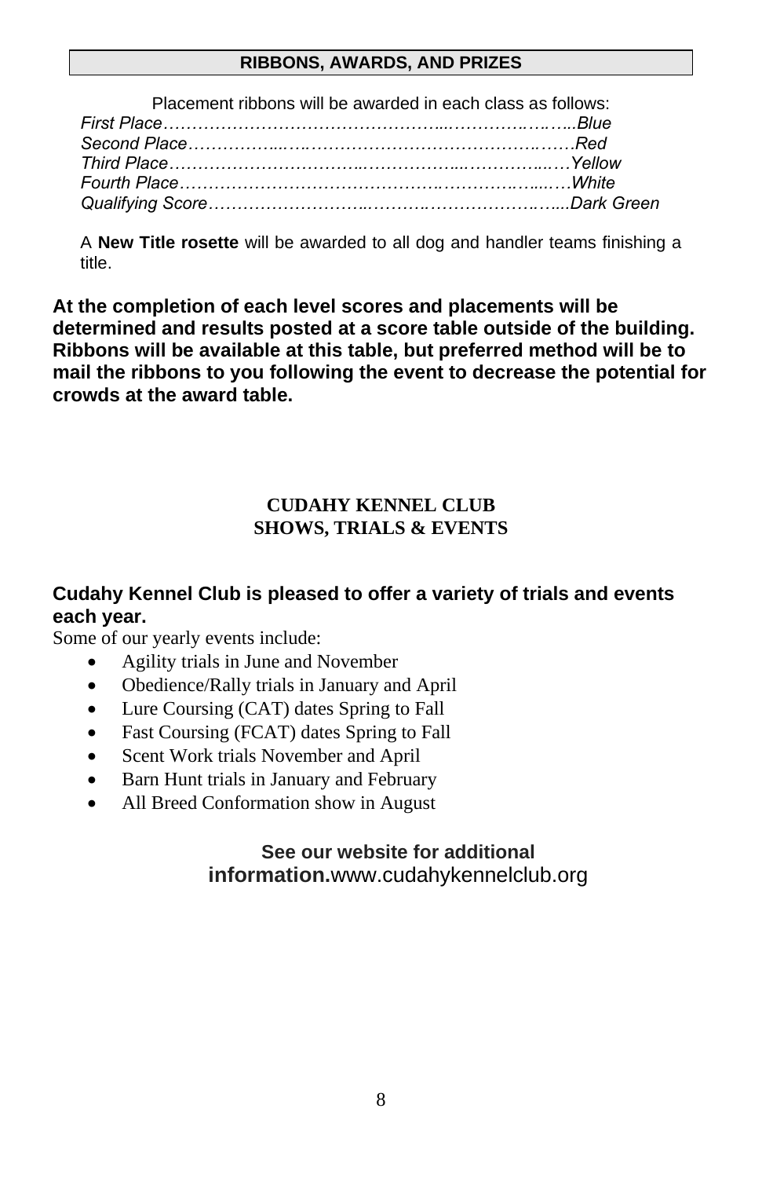## RIBBONS, AWARDS, AND PRIZES

Placement ribbons will be awarded in each class as follows:

*First Place……………………………………………………………………..Blue*
*Second Place……………………………………………………………………Red*
*Third Place…………………………………………………………………Yellow*
*Fourth Place…………………………………………………………………White*
*Qualifying Score……………………………………………………...Dark Green*

A **New Title rosette** will be awarded to all dog and handler teams finishing a title.

**At the completion of each level scores and placements will be determined and results posted at a score table outside of the building. Ribbons will be available at this table, but preferred method will be to mail the ribbons to you following the event to decrease the potential for crowds at the award table.**

## CUDAHY KENNEL CLUB
## SHOWS, TRIALS & EVENTS

**Cudahy Kennel Club is pleased to offer a variety of trials and events each year.**

Some of our yearly events include:

- Agility trials in June and November
- Obedience/Rally trials in January and April
- Lure Coursing (CAT) dates Spring to Fall
- Fast Coursing (FCAT) dates Spring to Fall
- Scent Work trials November and April
- Barn Hunt trials in January and February
- All Breed Conformation show in August

**See our website for additional information.**www.cudahykennelclub.org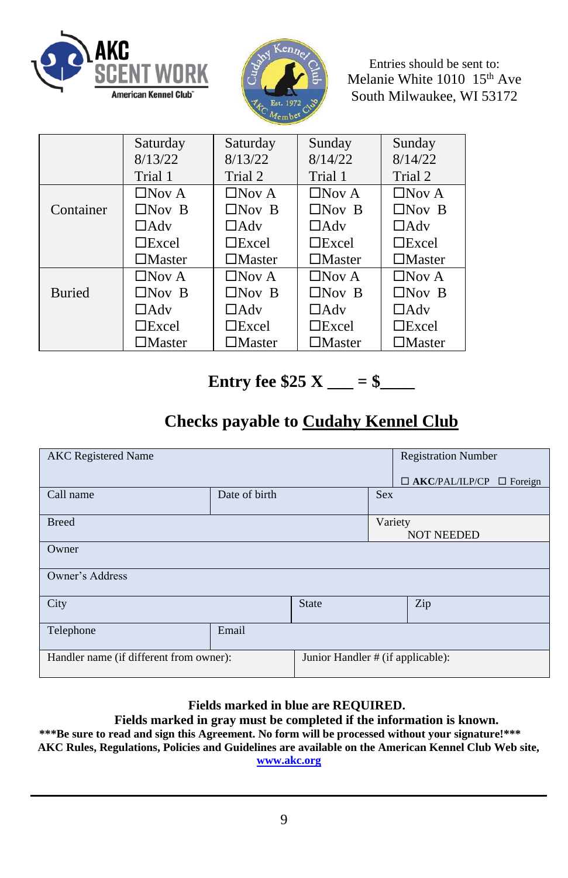Entries should be sent to:
Melanie White 1010 15th Ave
South Milwaukee, WI 53172

| | Saturday 8/13/22 Trial 1 | Saturday 8/13/22 Trial 2 | Sunday 8/14/22 Trial 1 | Sunday 8/14/22 Trial 2 |
|---|---|---|---|---|
| Container | ☐Nov A ☐Nov B ☐Adv ☐Excel ☐Master | ☐Nov A ☐Nov B ☐Adv ☐Excel ☐Master | ☐Nov A ☐Nov B ☐Adv ☐Excel ☐Master | ☐Nov A ☐Nov B ☐Adv ☐Excel ☐Master |
| Buried | ☐Nov A ☐Nov B ☐Adv ☐Excel ☐Master | ☐Nov A ☐Nov B ☐Adv ☐Excel ☐Master | ☐Nov A ☐Nov B ☐Adv ☐Excel ☐Master | ☐Nov A ☐Nov B ☐Adv ☐Excel ☐Master |

**Entry fee $25 X ___ = $____**

## Checks payable to Cudahy Kennel Club

| | | | | |
|---|---|---|---|---|
| AKC Registered Name | | | | Registration Number ☐ **AKC**/PAL/ILP/CP ☐ Foreign |
| Call name | Date of birth | | Sex | |
| Breed | | | Variety NOT NEEDED | |
| Owner | | | | |
| Owner's Address | | | | |
| City | | State | | Zip |
| Telephone | Email | | | |
| Handler name (if different from owner): | | Junior Handler # (if applicable): | | |

**Fields marked in blue are REQUIRED.**
**Fields marked in gray must be completed if the information is known.**
**\*\*\*Be sure to read and sign this Agreement. No form will be processed without your signature!\*\*\***
**AKC Rules, Regulations, Policies and Guidelines are available on the American Kennel Club Web site, www.akc.org**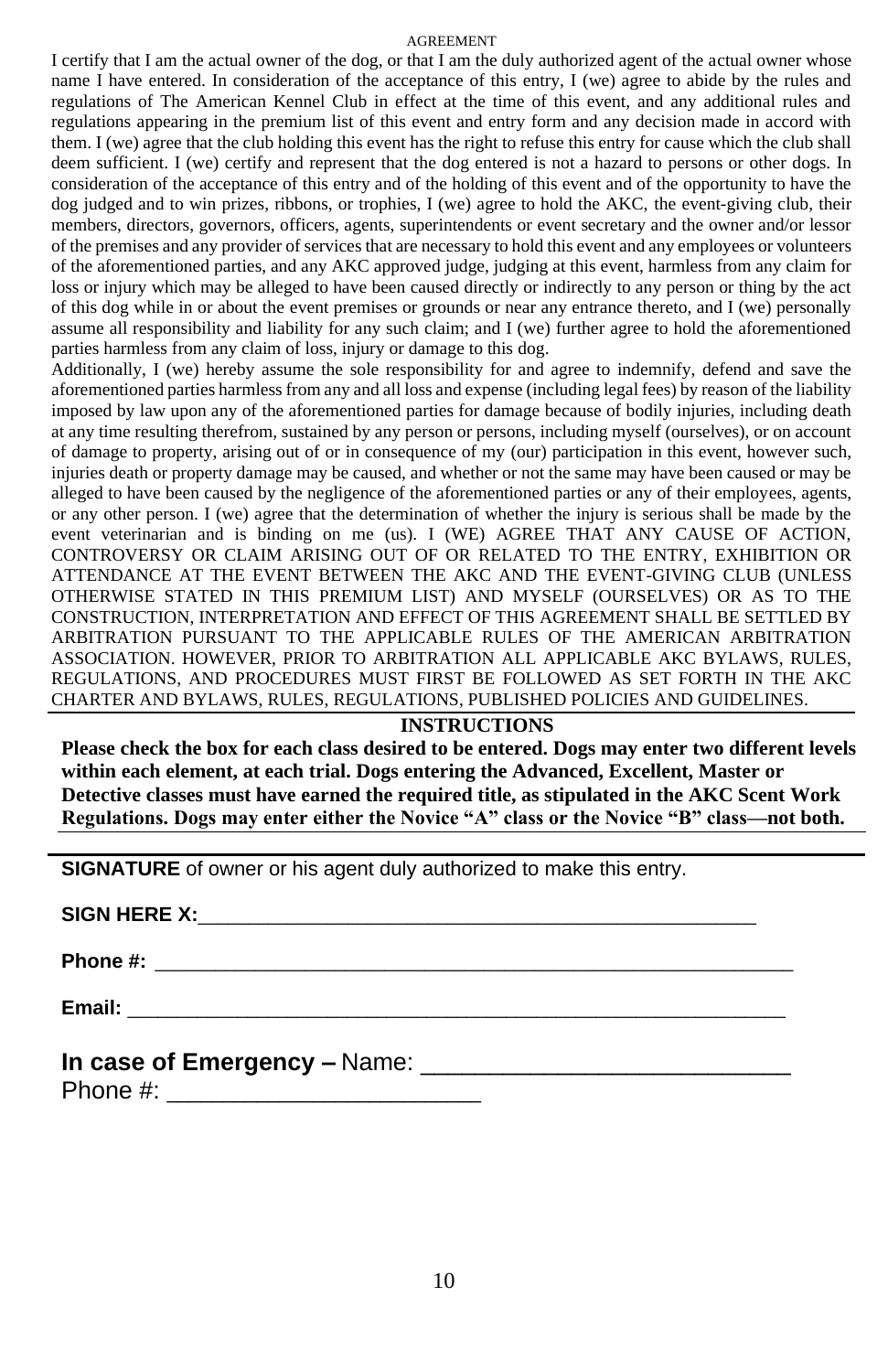## AGREEMENT

I certify that I am the actual owner of the dog, or that I am the duly authorized agent of the actual owner whose name I have entered. In consideration of the acceptance of this entry, I (we) agree to abide by the rules and regulations of The American Kennel Club in effect at the time of this event, and any additional rules and regulations appearing in the premium list of this event and entry form and any decision made in accord with them. I (we) agree that the club holding this event has the right to refuse this entry for cause which the club shall deem sufficient. I (we) certify and represent that the dog entered is not a hazard to persons or other dogs. In consideration of the acceptance of this entry and of the holding of this event and of the opportunity to have the dog judged and to win prizes, ribbons, or trophies, I (we) agree to hold the AKC, the event-giving club, their members, directors, governors, officers, agents, superintendents or event secretary and the owner and/or lessor of the premises and any provider of services that are necessary to hold this event and any employees or volunteers of the aforementioned parties, and any AKC approved judge, judging at this event, harmless from any claim for loss or injury which may be alleged to have been caused directly or indirectly to any person or thing by the act of this dog while in or about the event premises or grounds or near any entrance thereto, and I (we) personally assume all responsibility and liability for any such claim; and I (we) further agree to hold the aforementioned parties harmless from any claim of loss, injury or damage to this dog.

Additionally, I (we) hereby assume the sole responsibility for and agree to indemnify, defend and save the aforementioned parties harmless from any and all loss and expense (including legal fees) by reason of the liability imposed by law upon any of the aforementioned parties for damage because of bodily injuries, including death at any time resulting therefrom, sustained by any person or persons, including myself (ourselves), or on account of damage to property, arising out of or in consequence of my (our) participation in this event, however such, injuries death or property damage may be caused, and whether or not the same may have been caused or may be alleged to have been caused by the negligence of the aforementioned parties or any of their employees, agents, or any other person. I (we) agree that the determination of whether the injury is serious shall be made by the event veterinarian and is binding on me (us). I (WE) AGREE THAT ANY CAUSE OF ACTION, CONTROVERSY OR CLAIM ARISING OUT OF OR RELATED TO THE ENTRY, EXHIBITION OR ATTENDANCE AT THE EVENT BETWEEN THE AKC AND THE EVENT-GIVING CLUB (UNLESS OTHERWISE STATED IN THIS PREMIUM LIST) AND MYSELF (OURSELVES) OR AS TO THE CONSTRUCTION, INTERPRETATION AND EFFECT OF THIS AGREEMENT SHALL BE SETTLED BY ARBITRATION PURSUANT TO THE APPLICABLE RULES OF THE AMERICAN ARBITRATION ASSOCIATION. HOWEVER, PRIOR TO ARBITRATION ALL APPLICABLE AKC BYLAWS, RULES, REGULATIONS, AND PROCEDURES MUST FIRST BE FOLLOWED AS SET FORTH IN THE AKC CHARTER AND BYLAWS, RULES, REGULATIONS, PUBLISHED POLICIES AND GUIDELINES.

## INSTRUCTIONS

**Please check the box for each class desired to be entered. Dogs may enter two different levels within each element, at each trial. Dogs entering the Advanced, Excellent, Master or Detective classes must have earned the required title, as stipulated in the AKC Scent Work Regulations. Dogs may enter either the Novice "A" class or the Novice "B" class—not both.**

**SIGNATURE** of owner or his agent duly authorized to make this entry.

**SIGN HERE X:**\_\_\_\_\_\_\_\_\_\_\_\_\_\_\_\_\_\_\_\_\_\_\_\_\_\_\_\_\_\_\_\_\_\_\_\_\_\_\_\_\_\_\_\_\_\_\_\_

**Phone #:** \_\_\_\_\_\_\_\_\_\_\_\_\_\_\_\_\_\_\_\_\_\_\_\_\_\_\_\_\_\_\_\_\_\_\_\_\_\_\_\_\_\_\_\_\_\_\_\_\_\_\_\_

**Email:** \_\_\_\_\_\_\_\_\_\_\_\_\_\_\_\_\_\_\_\_\_\_\_\_\_\_\_\_\_\_\_\_\_\_\_\_\_\_\_\_\_\_\_\_\_\_\_\_\_\_\_\_\_\_

**In case of Emergency –** Name: \_\_\_\_\_\_\_\_\_\_\_\_\_\_\_\_\_\_\_\_\_\_\_\_\_\_\_\_
Phone #: \_\_\_\_\_\_\_\_\_\_\_\_\_\_\_\_\_\_\_\_\_\_\_\_\_